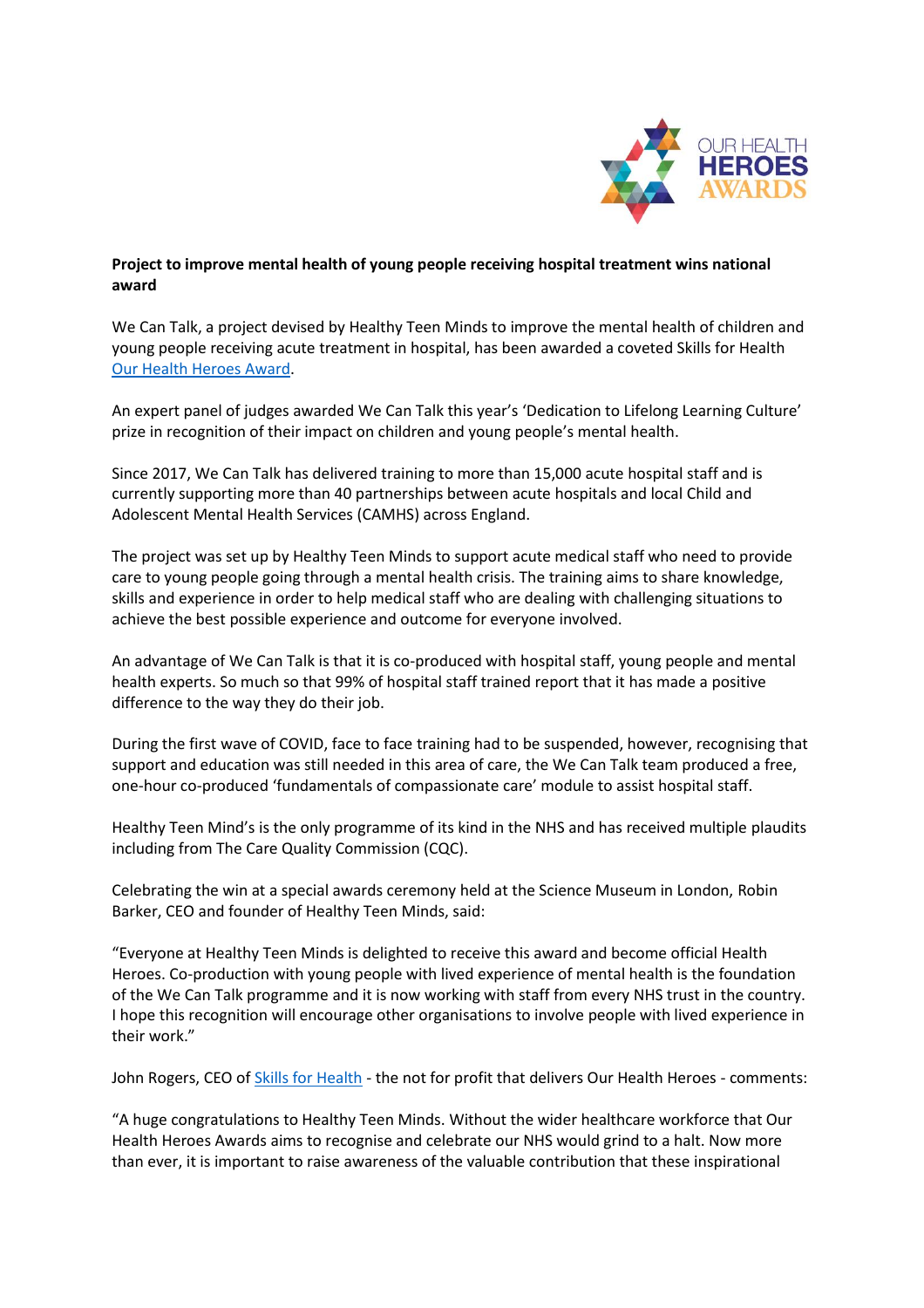**Project to improve mental health of young people receiving hospital treatment wins national award**

We Can Talk, a project devised by Healthy Teen Minds to improve the mental health of children and young people receiving acute treatment in hospital, has been awarded a coveted Skills for Health Our Health Heroes Award.

An expert panel of judges awarded We Can Talk this year's 'Dedication to Lifelong Learning Culture' prize in recognition of their impact on children and young people's mental health.

Since 2017, We Can Talk has delivered training to more than 15,000 acute hospital staff and is currently supporting more than 40 partnerships between acute hospitals and local Child and Adolescent Mental Health Services (CAMHS) across England.

The project was set up by Healthy Teen Minds to support acute medical staff who need to provide care to young people going through a mental health crisis. The training aims to share knowledge, skills and experience in order to help medical staff who are dealing with challenging situations to achieve the best possible experience and outcome for everyone involved.

An advantage of We Can Talk is that it is co-produced with hospital staff, young people and mental health experts. So much so that 99% of hospital staff trained report that it has made a positive difference to the way they do their job.

During the first wave of COVID, face to face training had to be suspended, however, recognising that support and education was still needed in this area of care, the We Can Talk team produced a free, one-hour co-produced 'fundamentals of compassionate care' module to assist hospital staff.

Healthy Teen Mind's is the only programme of its kind in the NHS and has received multiple plaudits including from The Care Quality Commission (CQC).

Celebrating the win at a special awards ceremony held at the Science Museum in London, Robin Barker, CEO and founder of Healthy Teen Minds, said:

"Everyone at Healthy Teen Minds is delighted to receive this award and become official Health Heroes. Co-production with young people with lived experience of mental health is the foundation of the We Can Talk programme and it is now working with staff from every NHS trust in the country. I hope this recognition will encourage other organisations to involve people with lived experience in their work."

John Rogers, CEO of Skills for Health - the not for profit that delivers Our Health Heroes - comments:

"A huge congratulations to Healthy Teen Minds. Without the wider healthcare workforce that Our Health Heroes Awards aims to recognise and celebrate our NHS would grind to a halt. Now more than ever, it is important to raise awareness of the valuable contribution that these inspirational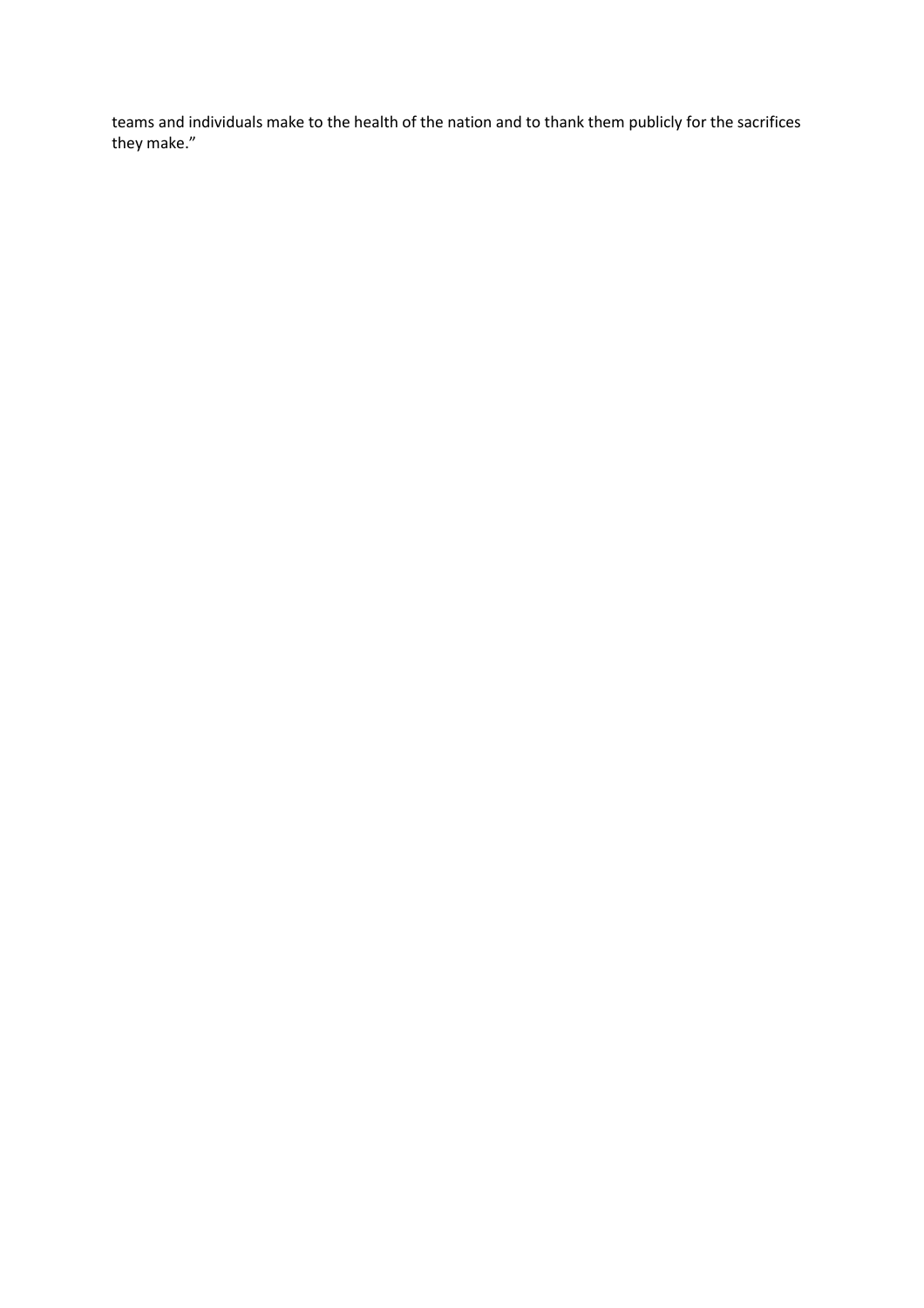teams and individuals make to the health of the nation and to thank them publicly for the sacrifices they make."